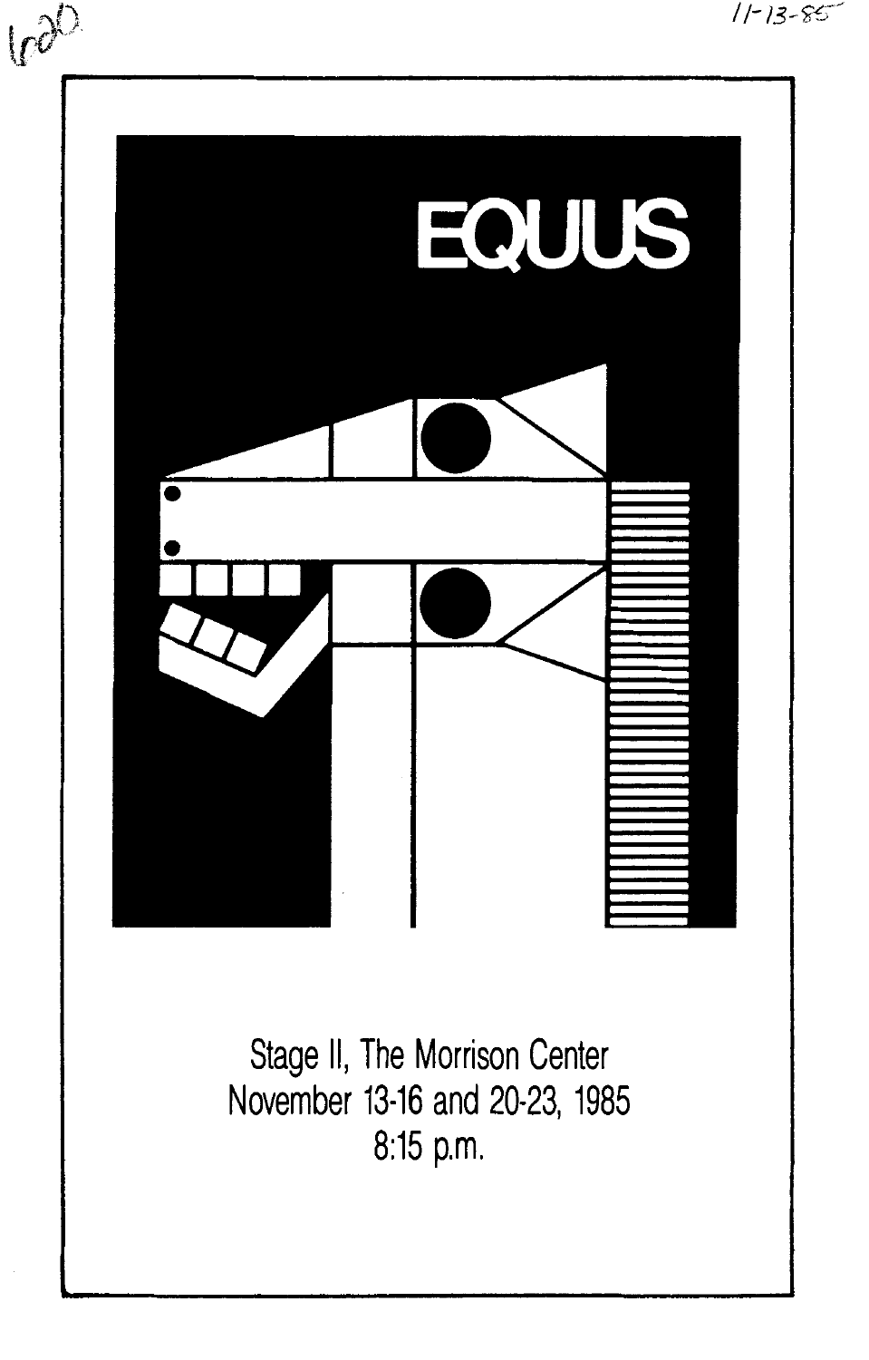# EQUUS

Stage II, The Morrison Center
November 13-16 and 20-23, 1985
8:15 p.m.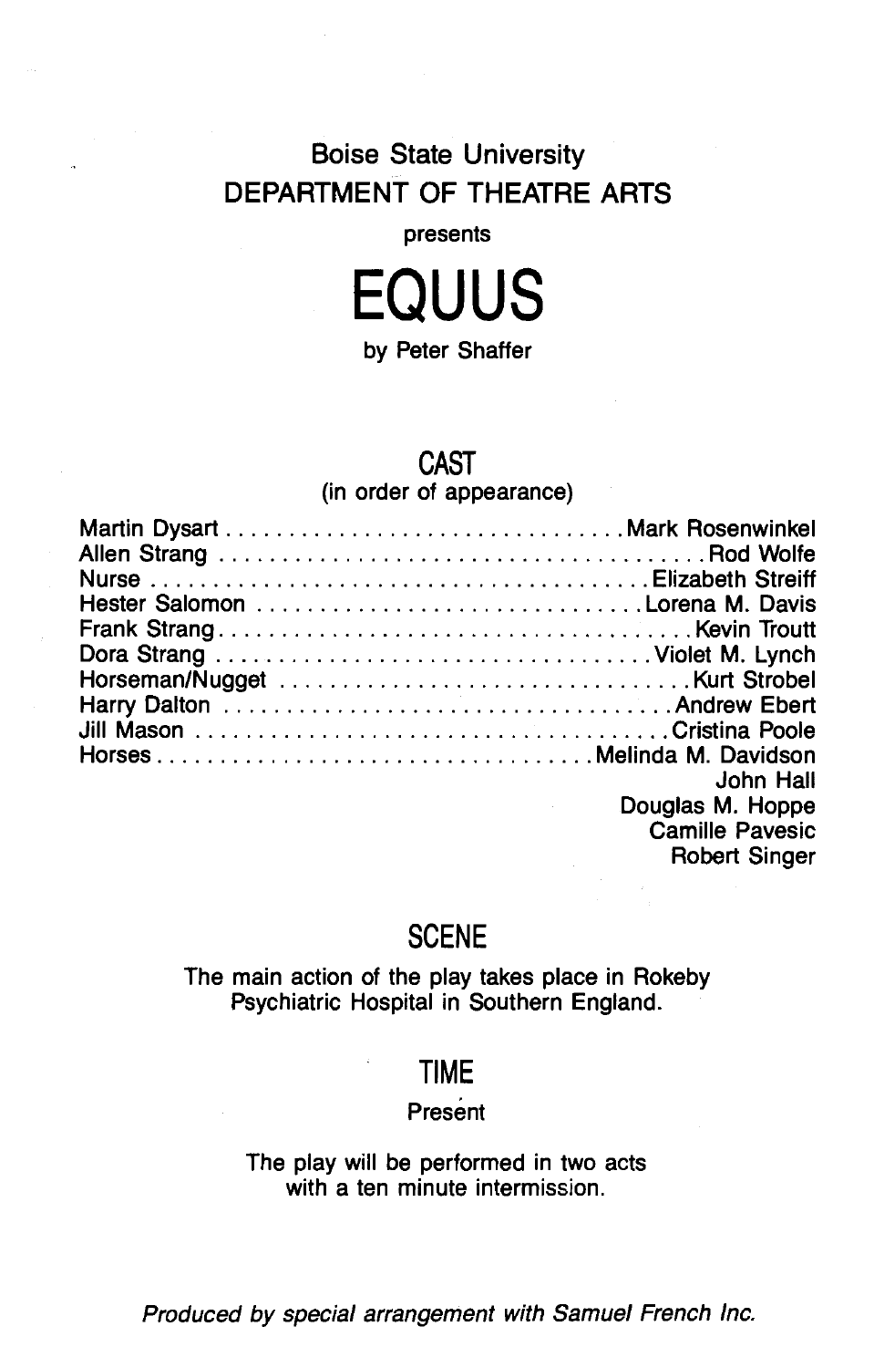Boise State University

DEPARTMENT OF THEATRE ARTS

presents

# EQUUS

by Peter Shaffer

## CAST

(in order of appearance)

| | |
|---|---|
| Martin Dysart | Mark Rosenwinkel |
| Allen Strang | Rod Wolfe |
| Nurse | Elizabeth Streiff |
| Hester Salomon | Lorena M. Davis |
| Frank Strang | Kevin Troutt |
| Dora Strang | Violet M. Lynch |
| Horseman/Nugget | Kurt Strobel |
| Harry Dalton | Andrew Ebert |
| Jill Mason | Cristina Poole |
| Horses | Melinda M. Davidson |
| | John Hall |
| | Douglas M. Hoppe |
| | Camille Pavesic |
| | Robert Singer |

## SCENE

The main action of the play takes place in Rokeby Psychiatric Hospital in Southern England.

## TIME

Present

The play will be performed in two acts with a ten minute intermission.

*Produced by special arrangement with Samuel French Inc.*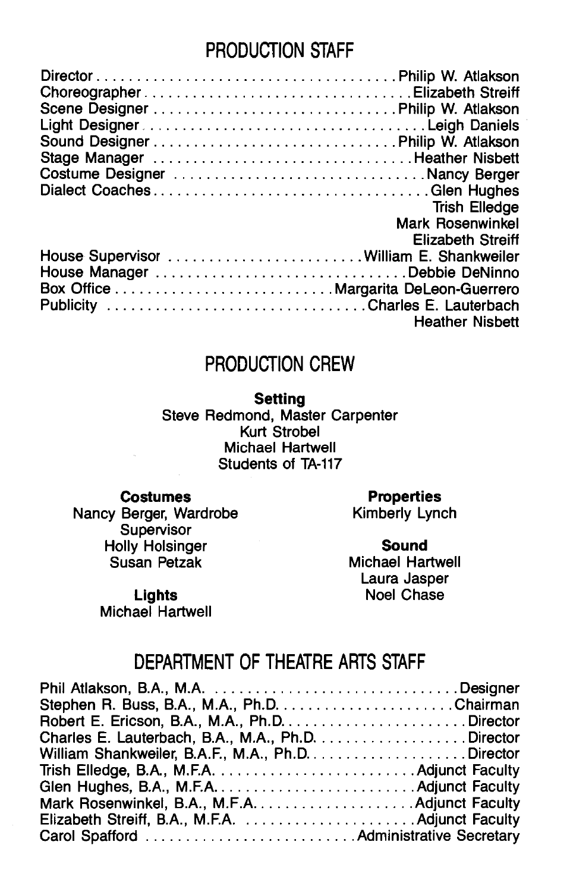## PRODUCTION STAFF

| | |
|---|---|
| Director | Philip W. Atlakson |
| Choreographer | Elizabeth Streiff |
| Scene Designer | Philip W. Atlakson |
| Light Designer | Leigh Daniels |
| Sound Designer | Philip W. Atlakson |
| Stage Manager | Heather Nisbett |
| Costume Designer | Nancy Berger |
| Dialect Coaches | Glen Hughes |
| | Trish Elledge |
| | Mark Rosenwinkel |
| | Elizabeth Streiff |
| House Supervisor | William E. Shankweiler |
| House Manager | Debbie DeNinno |
| Box Office | Margarita DeLeon-Guerrero |
| Publicity | Charles E. Lauterbach |
| | Heather Nisbett |

## PRODUCTION CREW

**Setting**
Steve Redmond, Master Carpenter
Kurt Strobel
Michael Hartwell
Students of TA-117

**Costumes**
Nancy Berger, Wardrobe Supervisor
Holly Holsinger
Susan Petzak

**Lights**
Michael Hartwell

**Properties**
Kimberly Lynch

**Sound**
Michael Hartwell
Laura Jasper
Noel Chase

## DEPARTMENT OF THEATRE ARTS STAFF

| | |
|---|---|
| Phil Atlakson, B.A., M.A. | Designer |
| Stephen R. Buss, B.A., M.A., Ph.D. | Chairman |
| Robert E. Ericson, B.A., M.A., Ph.D. | Director |
| Charles E. Lauterbach, B.A., M.A., Ph.D. | Director |
| William Shankweiler, B.A.F., M.A., Ph.D. | Director |
| Trish Elledge, B.A., M.F.A. | Adjunct Faculty |
| Glen Hughes, B.A., M.F.A. | Adjunct Faculty |
| Mark Rosenwinkel, B.A., M.F.A. | Adjunct Faculty |
| Elizabeth Streiff, B.A., M.F.A. | Adjunct Faculty |
| Carol Spafford | Administrative Secretary |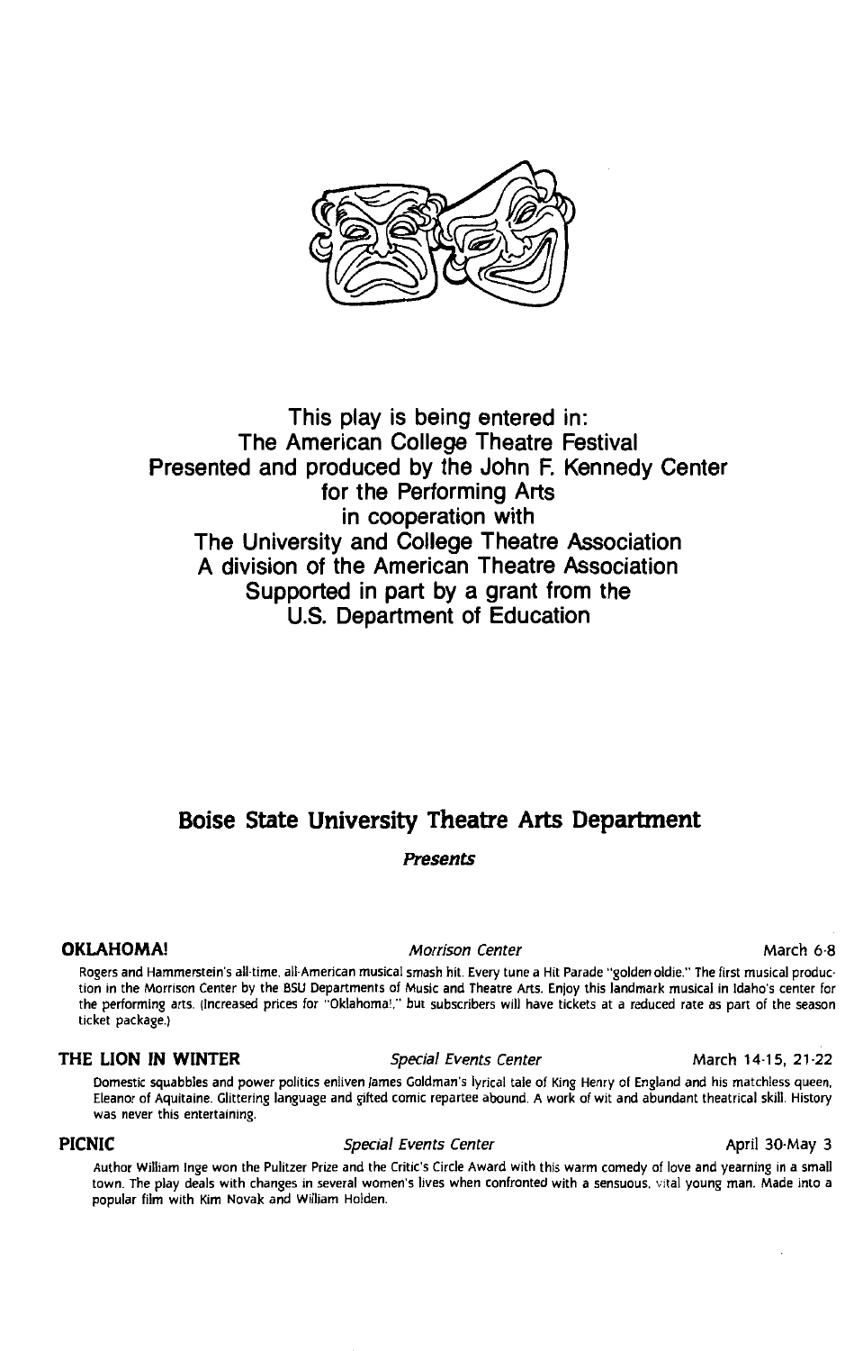This play is being entered in:
The American College Theatre Festival
Presented and produced by the John F. Kennedy Center
for the Performing Arts
in cooperation with
The University and College Theatre Association
A division of the American Theatre Association
Supported in part by a grant from the
U.S. Department of Education

## Boise State University Theatre Arts Department

***Presents***

**OKLAHOMA!** — *Morrison Center* — March 6-8

Rogers and Hammerstein's all-time, all-American musical smash hit. Every tune a Hit Parade "golden oldie." The first musical production in the Morrison Center by the BSU Departments of Music and Theatre Arts. Enjoy this landmark musical in Idaho's center for the performing arts. (Increased prices for "Oklahoma!," but subscribers will have tickets at a reduced rate as part of the season ticket package.)

**THE LION IN WINTER** — *Special Events Center* — March 14-15, 21-22

Domestic squabbles and power politics enliven James Goldman's lyrical tale of King Henry of England and his matchless queen, Eleanor of Aquitaine. Glittering language and gifted comic repartee abound. A work of wit and abundant theatrical skill. History was never this entertaining.

**PICNIC** — *Special Events Center* — April 30-May 3

Author William Inge won the Pulitzer Prize and the Critic's Circle Award with this warm comedy of love and yearning in a small town. The play deals with changes in several women's lives when confronted with a sensuous, vital young man. Made into a popular film with Kim Novak and William Holden.